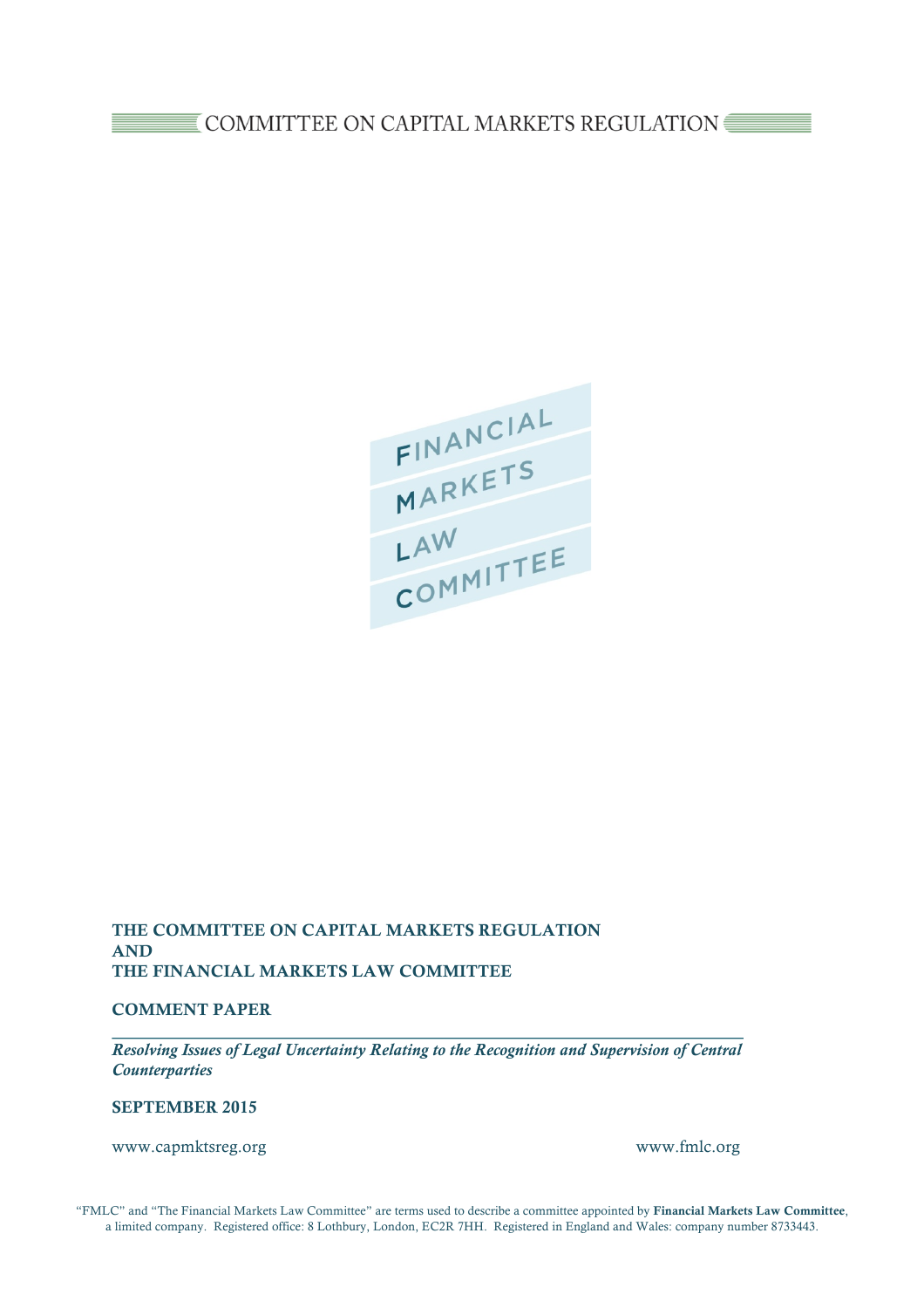COMMITTEE ON CAPITAL MARKETS REGULATION

FINANCIAL MARKETS LAW COMMITTEE

**THE COMMITTEE ON CAPITAL MARKETS REGULATION**
**AND**
**THE FINANCIAL MARKETS LAW COMMITTEE**

**COMMENT PAPER**

***Resolving Issues of Legal Uncertainty Relating to the Recognition and Supervision of Central Counterparties***

**SEPTEMBER 2015**

www.capmktsreg.org www.fmlc.org

"FMLC" and "The Financial Markets Law Committee" are terms used to describe a committee appointed by **Financial Markets Law Committee**, a limited company. Registered office: 8 Lothbury, London, EC2R 7HH. Registered in England and Wales: company number 8733443.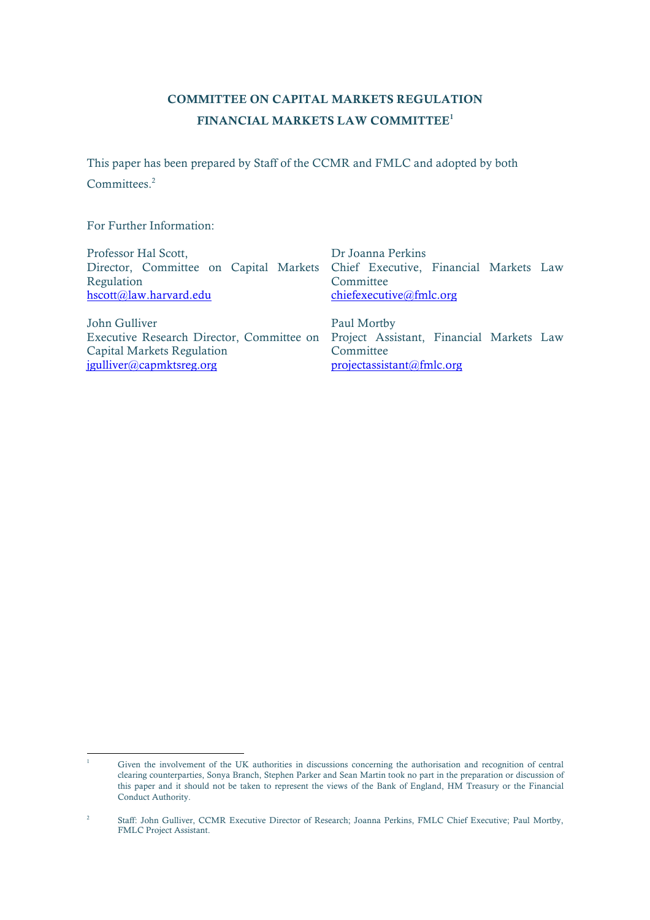**COMMITTEE ON CAPITAL MARKETS REGULATION**

**FINANCIAL MARKETS LAW COMMITTEE**[1]

This paper has been prepared by Staff of the CCMR and FMLC and adopted by both Committees.[2]

For Further Information:

Professor Hal Scott,
Director, Committee on Capital Markets Regulation
hscott@law.harvard.edu

John Gulliver
Executive Research Director, Committee on Capital Markets Regulation
jgulliver@capmktsreg.org

Dr Joanna Perkins
Chief Executive, Financial Markets Law Committee
chiefexecutive@fmlc.org

Paul Mortby
Project Assistant, Financial Markets Law Committee
projectassistant@fmlc.org

---

[1] Given the involvement of the UK authorities in discussions concerning the authorisation and recognition of central clearing counterparties, Sonya Branch, Stephen Parker and Sean Martin took no part in the preparation or discussion of this paper and it should not be taken to represent the views of the Bank of England, HM Treasury or the Financial Conduct Authority.

[2] Staff: John Gulliver, CCMR Executive Director of Research; Joanna Perkins, FMLC Chief Executive; Paul Mortby, FMLC Project Assistant.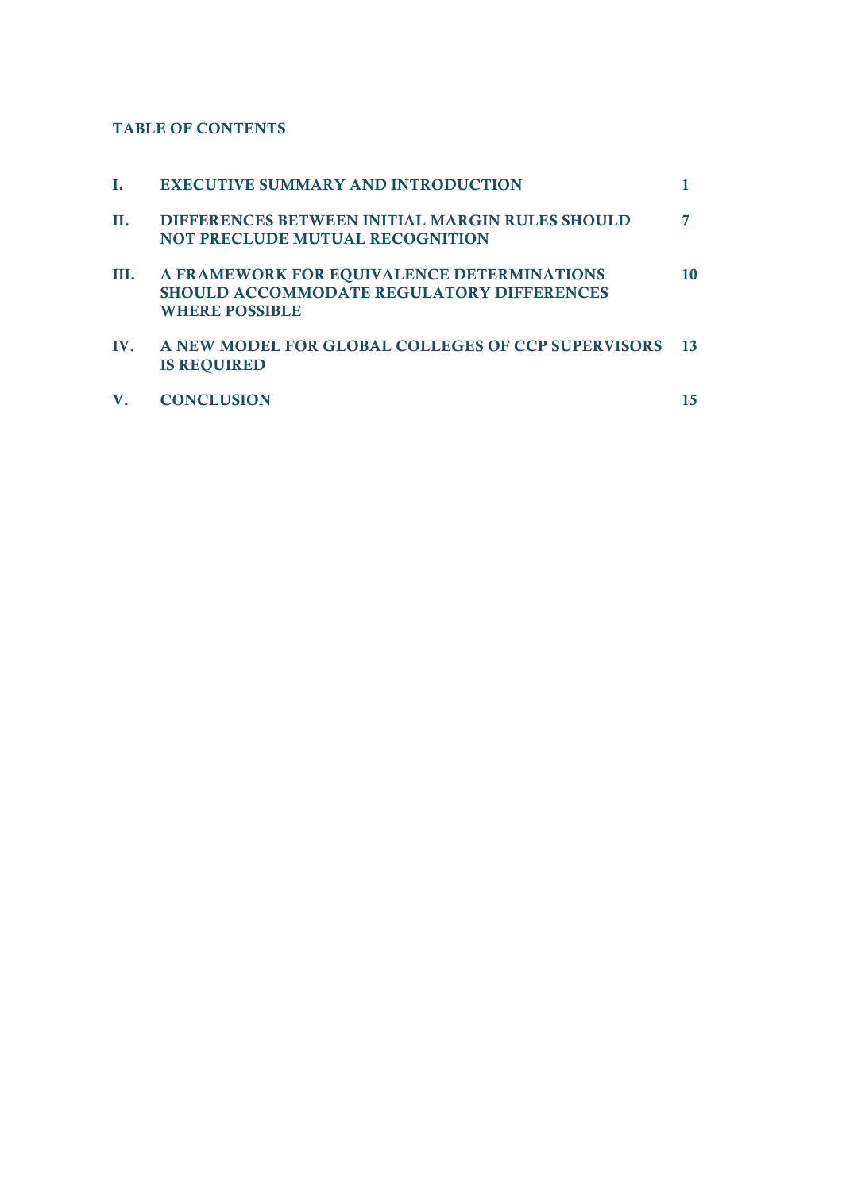**TABLE OF CONTENTS**

| | | |
|---|---|---|
| **I.** | **EXECUTIVE SUMMARY AND INTRODUCTION** | **1** |
| **II.** | **DIFFERENCES BETWEEN INITIAL MARGIN RULES SHOULD NOT PRECLUDE MUTUAL RECOGNITION** | **7** |
| **III.** | **A FRAMEWORK FOR EQUIVALENCE DETERMINATIONS SHOULD ACCOMMODATE REGULATORY DIFFERENCES WHERE POSSIBLE** | **10** |
| **IV.** | **A NEW MODEL FOR GLOBAL COLLEGES OF CCP SUPERVISORS IS REQUIRED** | **13** |
| **V.** | **CONCLUSION** | **15** |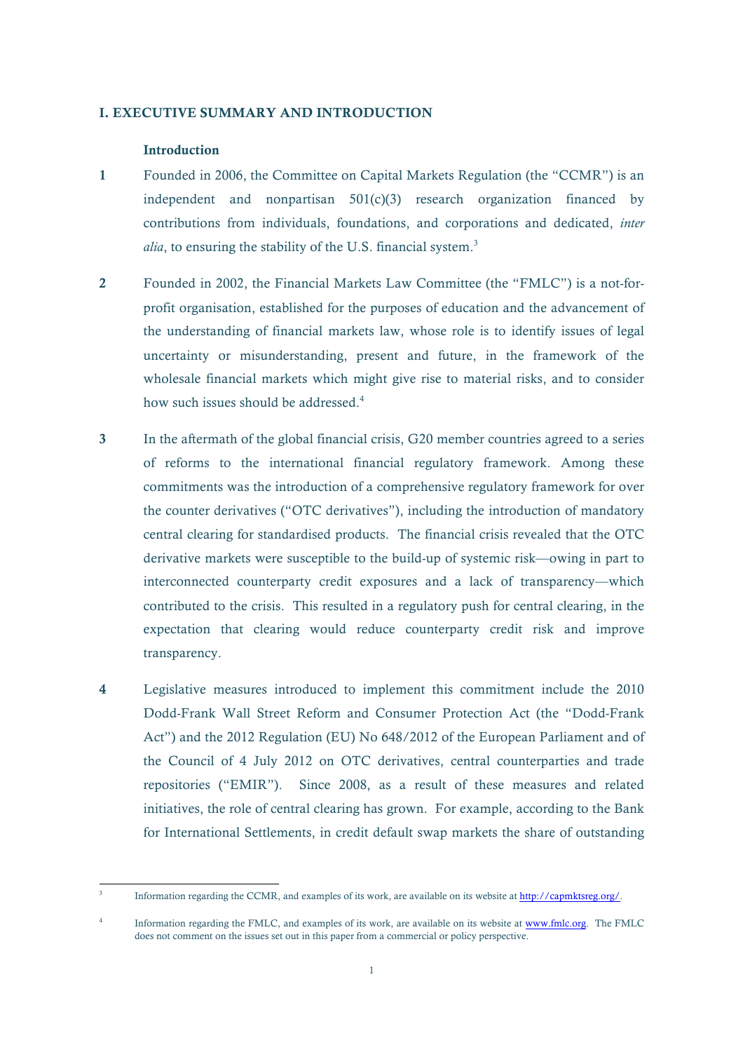## I. EXECUTIVE SUMMARY AND INTRODUCTION

### Introduction

1 Founded in 2006, the Committee on Capital Markets Regulation (the "CCMR") is an independent and nonpartisan 501(c)(3) research organization financed by contributions from individuals, foundations, and corporations and dedicated, *inter alia*, to ensuring the stability of the U.S. financial system.[3]

2 Founded in 2002, the Financial Markets Law Committee (the "FMLC") is a not-for-profit organisation, established for the purposes of education and the advancement of the understanding of financial markets law, whose role is to identify issues of legal uncertainty or misunderstanding, present and future, in the framework of the wholesale financial markets which might give rise to material risks, and to consider how such issues should be addressed.[4]

3 In the aftermath of the global financial crisis, G20 member countries agreed to a series of reforms to the international financial regulatory framework. Among these commitments was the introduction of a comprehensive regulatory framework for over the counter derivatives ("OTC derivatives"), including the introduction of mandatory central clearing for standardised products. The financial crisis revealed that the OTC derivative markets were susceptible to the build-up of systemic risk—owing in part to interconnected counterparty credit exposures and a lack of transparency—which contributed to the crisis. This resulted in a regulatory push for central clearing, in the expectation that clearing would reduce counterparty credit risk and improve transparency.

4 Legislative measures introduced to implement this commitment include the 2010 Dodd-Frank Wall Street Reform and Consumer Protection Act (the "Dodd-Frank Act") and the 2012 Regulation (EU) No 648/2012 of the European Parliament and of the Council of 4 July 2012 on OTC derivatives, central counterparties and trade repositories ("EMIR"). Since 2008, as a result of these measures and related initiatives, the role of central clearing has grown. For example, according to the Bank for International Settlements, in credit default swap markets the share of outstanding

---

[3] Information regarding the CCMR, and examples of its work, are available on its website at http://capmktsreg.org/.

[4] Information regarding the FMLC, and examples of its work, are available on its website at www.fmlc.org. The FMLC does not comment on the issues set out in this paper from a commercial or policy perspective.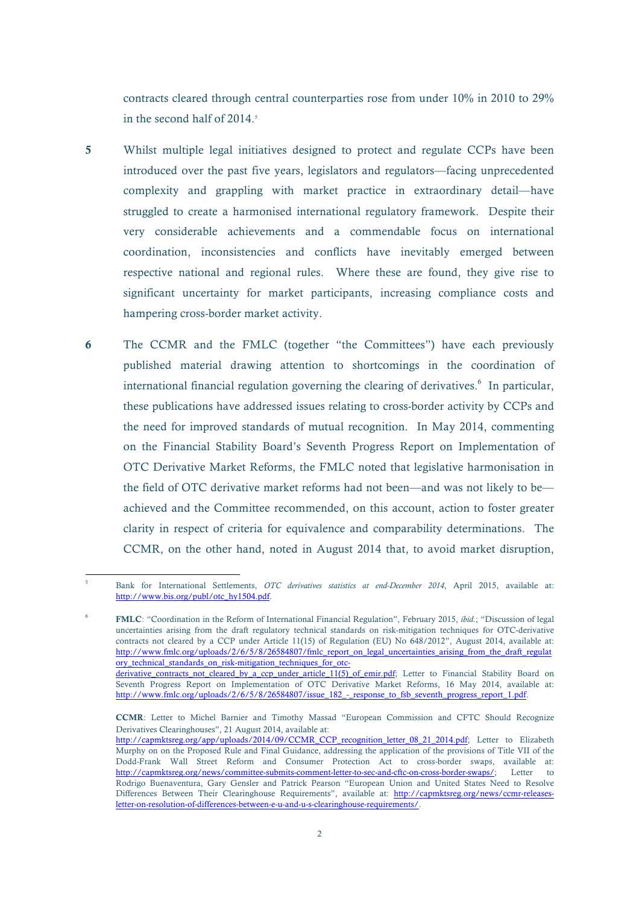contracts cleared through central counterparties rose from under 10% in 2010 to 29% in the second half of 2014.[5]

**5** Whilst multiple legal initiatives designed to protect and regulate CCPs have been introduced over the past five years, legislators and regulators—facing unprecedented complexity and grappling with market practice in extraordinary detail—have struggled to create a harmonised international regulatory framework. Despite their very considerable achievements and a commendable focus on international coordination, inconsistencies and conflicts have inevitably emerged between respective national and regional rules. Where these are found, they give rise to significant uncertainty for market participants, increasing compliance costs and hampering cross-border market activity.

**6** The CCMR and the FMLC (together "the Committees") have each previously published material drawing attention to shortcomings in the coordination of international financial regulation governing the clearing of derivatives.[6] In particular, these publications have addressed issues relating to cross-border activity by CCPs and the need for improved standards of mutual recognition. In May 2014, commenting on the Financial Stability Board's Seventh Progress Report on Implementation of OTC Derivative Market Reforms, the FMLC noted that legislative harmonisation in the field of OTC derivative market reforms had not been—and was not likely to be—achieved and the Committee recommended, on this account, action to foster greater clarity in respect of criteria for equivalence and comparability determinations. The CCMR, on the other hand, noted in August 2014 that, to avoid market disruption,

---

[5] Bank for International Settlements, *OTC derivatives statistics at end-December 2014*, April 2015, available at: http://www.bis.org/publ/otc_hy1504.pdf.

[6] **FMLC**: "Coordination in the Reform of International Financial Regulation", February 2015, *ibid.*; "Discussion of legal uncertainties arising from the draft regulatory technical standards on risk-mitigation techniques for OTC-derivative contracts not cleared by a CCP under Article 11(15) of Regulation (EU) No 648/2012", August 2014, available at: http://www.fmlc.org/uploads/2/6/5/8/26584807/fmlc_report_on_legal_uncertainties_arising_from_the_draft_regulatory_technical_standards_on_risk-mitigation_techniques_for_otc-derivative_contracts_not_cleared_by_a_ccp_under_article_11(5)_of_emir.pdf; Letter to Financial Stability Board on Seventh Progress Report on Implementation of OTC Derivative Market Reforms, 16 May 2014, available at: http://www.fmlc.org/uploads/2/6/5/8/26584807/issue_182_-_response_to_fsb_seventh_progress_report_1.pdf.

**CCMR**: Letter to Michel Barnier and Timothy Massad "European Commission and CFTC Should Recognize Derivatives Clearinghouses", 21 August 2014, available at: http://capmktsreg.org/app/uploads/2014/09/CCMR_CCP_recognition_letter_08_21_2014.pdf; Letter to Elizabeth Murphy on on the Proposed Rule and Final Guidance, addressing the application of the provisions of Title VII of the Dodd-Frank Wall Street Reform and Consumer Protection Act to cross-border swaps, available at: http://capmktsreg.org/news/committee-submits-comment-letter-to-sec-and-cftc-on-cross-border-swaps/; Letter to Rodrigo Buenaventura, Gary Gensler and Patrick Pearson "European Union and United States Need to Resolve Differences Between Their Clearinghouse Requirements", available at: http://capmktsreg.org/news/ccmr-releases-letter-on-resolution-of-differences-between-e-u-and-u-s-clearinghouse-requirements/.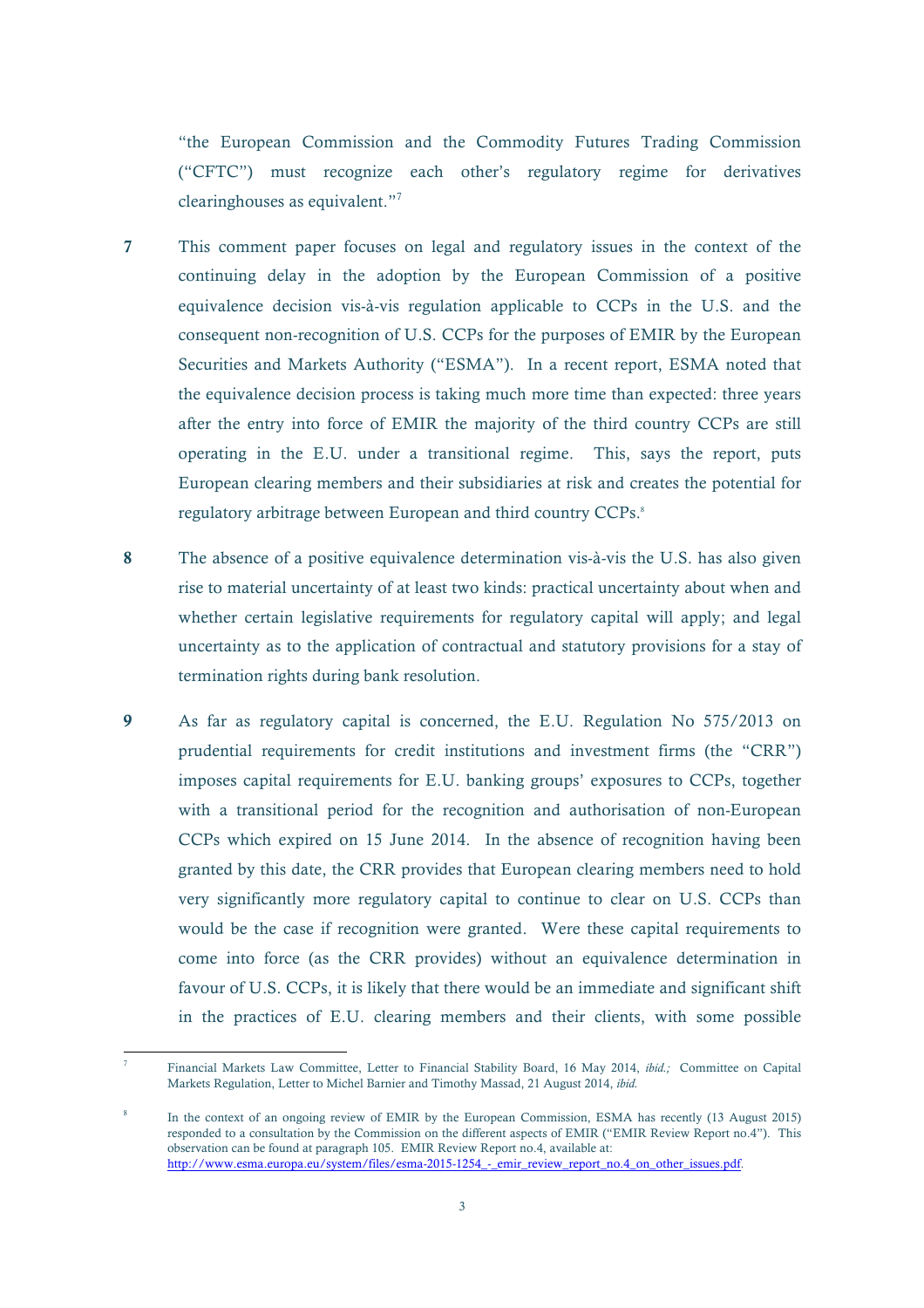"the European Commission and the Commodity Futures Trading Commission ("CFTC") must recognize each other's regulatory regime for derivatives clearinghouses as equivalent."[7]

**7** This comment paper focuses on legal and regulatory issues in the context of the continuing delay in the adoption by the European Commission of a positive equivalence decision vis-à-vis regulation applicable to CCPs in the U.S. and the consequent non-recognition of U.S. CCPs for the purposes of EMIR by the European Securities and Markets Authority ("ESMA"). In a recent report, ESMA noted that the equivalence decision process is taking much more time than expected: three years after the entry into force of EMIR the majority of the third country CCPs are still operating in the E.U. under a transitional regime. This, says the report, puts European clearing members and their subsidiaries at risk and creates the potential for regulatory arbitrage between European and third country CCPs.[8]

**8** The absence of a positive equivalence determination vis-à-vis the U.S. has also given rise to material uncertainty of at least two kinds: practical uncertainty about when and whether certain legislative requirements for regulatory capital will apply; and legal uncertainty as to the application of contractual and statutory provisions for a stay of termination rights during bank resolution.

**9** As far as regulatory capital is concerned, the E.U. Regulation No 575/2013 on prudential requirements for credit institutions and investment firms (the "CRR") imposes capital requirements for E.U. banking groups' exposures to CCPs, together with a transitional period for the recognition and authorisation of non-European CCPs which expired on 15 June 2014. In the absence of recognition having been granted by this date, the CRR provides that European clearing members need to hold very significantly more regulatory capital to continue to clear on U.S. CCPs than would be the case if recognition were granted. Were these capital requirements to come into force (as the CRR provides) without an equivalence determination in favour of U.S. CCPs, it is likely that there would be an immediate and significant shift in the practices of E.U. clearing members and their clients, with some possible

---

[7] Financial Markets Law Committee, Letter to Financial Stability Board, 16 May 2014, *ibid.;* Committee on Capital Markets Regulation, Letter to Michel Barnier and Timothy Massad, 21 August 2014, *ibid.*

[8] In the context of an ongoing review of EMIR by the European Commission, ESMA has recently (13 August 2015) responded to a consultation by the Commission on the different aspects of EMIR ("EMIR Review Report no.4"). This observation can be found at paragraph 105. EMIR Review Report no.4, available at: http://www.esma.europa.eu/system/files/esma-2015-1254_-_emir_review_report_no.4_on_other_issues.pdf.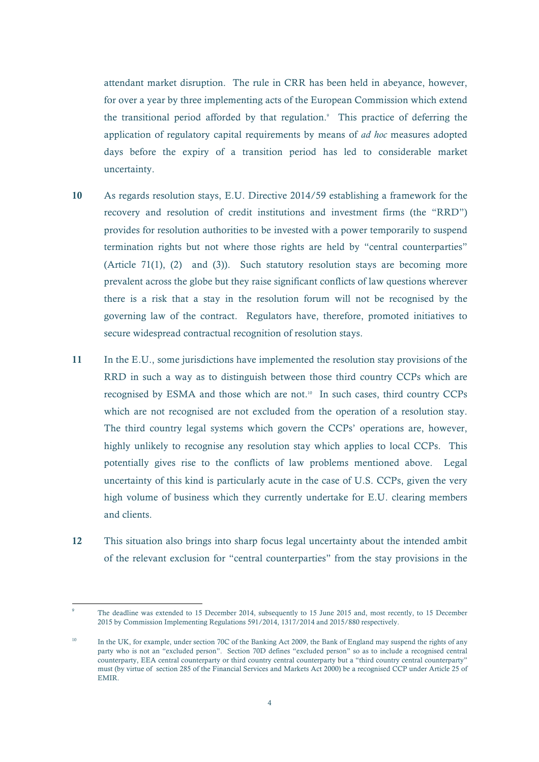attendant market disruption. The rule in CRR has been held in abeyance, however, for over a year by three implementing acts of the European Commission which extend the transitional period afforded by that regulation.[9] This practice of deferring the application of regulatory capital requirements by means of *ad hoc* measures adopted days before the expiry of a transition period has led to considerable market uncertainty.

**10** As regards resolution stays, E.U. Directive 2014/59 establishing a framework for the recovery and resolution of credit institutions and investment firms (the "RRD") provides for resolution authorities to be invested with a power temporarily to suspend termination rights but not where those rights are held by "central counterparties" (Article 71(1), (2) and (3)). Such statutory resolution stays are becoming more prevalent across the globe but they raise significant conflicts of law questions wherever there is a risk that a stay in the resolution forum will not be recognised by the governing law of the contract. Regulators have, therefore, promoted initiatives to secure widespread contractual recognition of resolution stays.

**11** In the E.U., some jurisdictions have implemented the resolution stay provisions of the RRD in such a way as to distinguish between those third country CCPs which are recognised by ESMA and those which are not.[10] In such cases, third country CCPs which are not recognised are not excluded from the operation of a resolution stay. The third country legal systems which govern the CCPs' operations are, however, highly unlikely to recognise any resolution stay which applies to local CCPs. This potentially gives rise to the conflicts of law problems mentioned above. Legal uncertainty of this kind is particularly acute in the case of U.S. CCPs, given the very high volume of business which they currently undertake for E.U. clearing members and clients.

**12** This situation also brings into sharp focus legal uncertainty about the intended ambit of the relevant exclusion for "central counterparties" from the stay provisions in the

---

[9] The deadline was extended to 15 December 2014, subsequently to 15 June 2015 and, most recently, to 15 December 2015 by Commission Implementing Regulations 591/2014, 1317/2014 and 2015/880 respectively.

[10] In the UK, for example, under section 70C of the Banking Act 2009, the Bank of England may suspend the rights of any party who is not an "excluded person". Section 70D defines "excluded person" so as to include a recognised central counterparty, EEA central counterparty or third country central counterparty but a "third country central counterparty" must (by virtue of section 285 of the Financial Services and Markets Act 2000) be a recognised CCP under Article 25 of EMIR.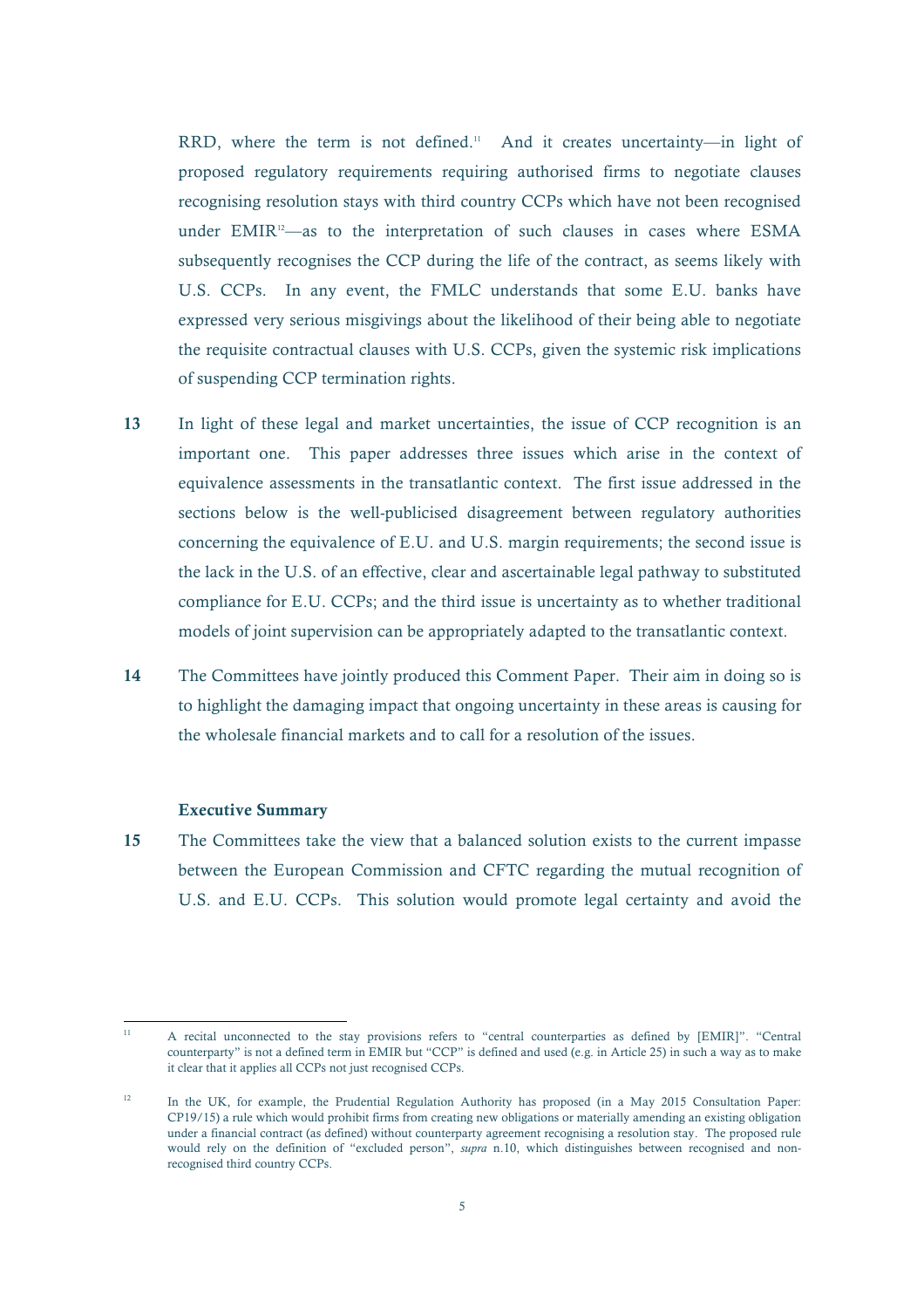RRD, where the term is not defined.[11] And it creates uncertainty—in light of proposed regulatory requirements requiring authorised firms to negotiate clauses recognising resolution stays with third country CCPs which have not been recognised under EMIR[12]—as to the interpretation of such clauses in cases where ESMA subsequently recognises the CCP during the life of the contract, as seems likely with U.S. CCPs. In any event, the FMLC understands that some E.U. banks have expressed very serious misgivings about the likelihood of their being able to negotiate the requisite contractual clauses with U.S. CCPs, given the systemic risk implications of suspending CCP termination rights.

**13** In light of these legal and market uncertainties, the issue of CCP recognition is an important one. This paper addresses three issues which arise in the context of equivalence assessments in the transatlantic context. The first issue addressed in the sections below is the well-publicised disagreement between regulatory authorities concerning the equivalence of E.U. and U.S. margin requirements; the second issue is the lack in the U.S. of an effective, clear and ascertainable legal pathway to substituted compliance for E.U. CCPs; and the third issue is uncertainty as to whether traditional models of joint supervision can be appropriately adapted to the transatlantic context.

**14** The Committees have jointly produced this Comment Paper. Their aim in doing so is to highlight the damaging impact that ongoing uncertainty in these areas is causing for the wholesale financial markets and to call for a resolution of the issues.

## Executive Summary

**15** The Committees take the view that a balanced solution exists to the current impasse between the European Commission and CFTC regarding the mutual recognition of U.S. and E.U. CCPs. This solution would promote legal certainty and avoid the

---

[11] A recital unconnected to the stay provisions refers to "central counterparties as defined by [EMIR]". "Central counterparty" is not a defined term in EMIR but "CCP" is defined and used (e.g. in Article 25) in such a way as to make it clear that it applies all CCPs not just recognised CCPs.

[12] In the UK, for example, the Prudential Regulation Authority has proposed (in a May 2015 Consultation Paper: CP19/15) a rule which would prohibit firms from creating new obligations or materially amending an existing obligation under a financial contract (as defined) without counterparty agreement recognising a resolution stay. The proposed rule would rely on the definition of "excluded person", *supra* n.10, which distinguishes between recognised and non-recognised third country CCPs.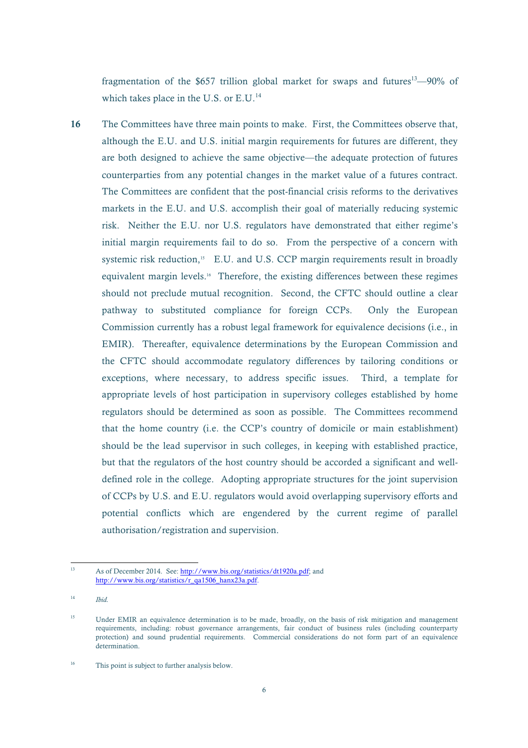fragmentation of the $657 trillion global market for swaps and futures[13]—90% of which takes place in the U.S. or E.U.[14]

**16** The Committees have three main points to make. First, the Committees observe that, although the E.U. and U.S. initial margin requirements for futures are different, they are both designed to achieve the same objective—the adequate protection of futures counterparties from any potential changes in the market value of a futures contract. The Committees are confident that the post-financial crisis reforms to the derivatives markets in the E.U. and U.S. accomplish their goal of materially reducing systemic risk. Neither the E.U. nor U.S. regulators have demonstrated that either regime's initial margin requirements fail to do so. From the perspective of a concern with systemic risk reduction,[15] E.U. and U.S. CCP margin requirements result in broadly equivalent margin levels.[16] Therefore, the existing differences between these regimes should not preclude mutual recognition. Second, the CFTC should outline a clear pathway to substituted compliance for foreign CCPs. Only the European Commission currently has a robust legal framework for equivalence decisions (i.e., in EMIR). Thereafter, equivalence determinations by the European Commission and the CFTC should accommodate regulatory differences by tailoring conditions or exceptions, where necessary, to address specific issues. Third, a template for appropriate levels of host participation in supervisory colleges established by home regulators should be determined as soon as possible. The Committees recommend that the home country (i.e. the CCP's country of domicile or main establishment) should be the lead supervisor in such colleges, in keeping with established practice, but that the regulators of the host country should be accorded a significant and well-defined role in the college. Adopting appropriate structures for the joint supervision of CCPs by U.S. and E.U. regulators would avoid overlapping supervisory efforts and potential conflicts which are engendered by the current regime of parallel authorisation/registration and supervision.

---

[13] As of December 2014. See: http://www.bis.org/statistics/dt1920a.pdf; and http://www.bis.org/statistics/r_qa1506_hanx23a.pdf.

[14] *Ibid.*

[15] Under EMIR an equivalence determination is to be made, broadly, on the basis of risk mitigation and management requirements, including: robust governance arrangements, fair conduct of business rules (including counterparty protection) and sound prudential requirements. Commercial considerations do not form part of an equivalence determination.

[16] This point is subject to further analysis below.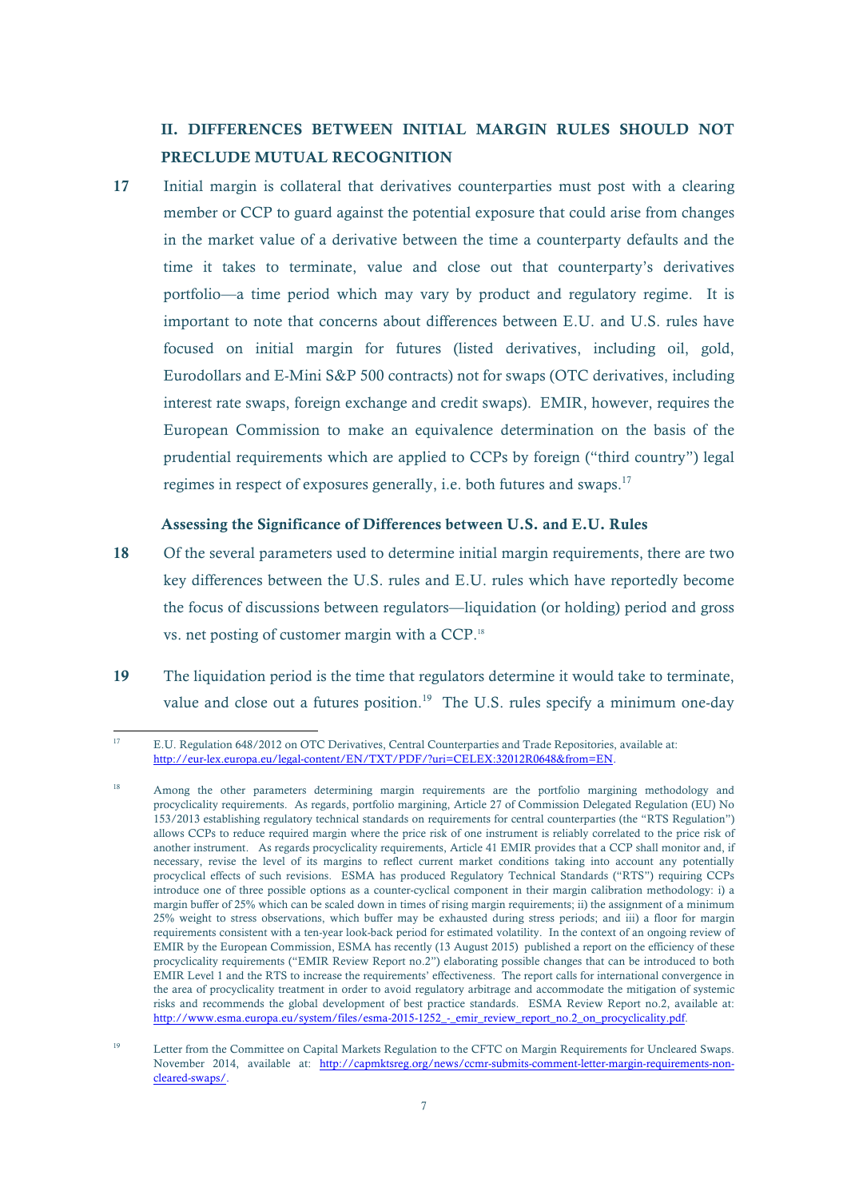## II. DIFFERENCES BETWEEN INITIAL MARGIN RULES SHOULD NOT PRECLUDE MUTUAL RECOGNITION

**17** Initial margin is collateral that derivatives counterparties must post with a clearing member or CCP to guard against the potential exposure that could arise from changes in the market value of a derivative between the time a counterparty defaults and the time it takes to terminate, value and close out that counterparty's derivatives portfolio—a time period which may vary by product and regulatory regime. It is important to note that concerns about differences between E.U. and U.S. rules have focused on initial margin for futures (listed derivatives, including oil, gold, Eurodollars and E-Mini S&P 500 contracts) not for swaps (OTC derivatives, including interest rate swaps, foreign exchange and credit swaps). EMIR, however, requires the European Commission to make an equivalence determination on the basis of the prudential requirements which are applied to CCPs by foreign ("third country") legal regimes in respect of exposures generally, i.e. both futures and swaps.[17]

### Assessing the Significance of Differences between U.S. and E.U. Rules

**18** Of the several parameters used to determine initial margin requirements, there are two key differences between the U.S. rules and E.U. rules which have reportedly become the focus of discussions between regulators—liquidation (or holding) period and gross vs. net posting of customer margin with a CCP.[18]

**19** The liquidation period is the time that regulators determine it would take to terminate, value and close out a futures position.[19] The U.S. rules specify a minimum one-day

---

[17] E.U. Regulation 648/2012 on OTC Derivatives, Central Counterparties and Trade Repositories, available at: http://eur-lex.europa.eu/legal-content/EN/TXT/PDF/?uri=CELEX:32012R0648&from=EN.

[18] Among the other parameters determining margin requirements are the portfolio margining methodology and procyclicality requirements. As regards, portfolio margining, Article 27 of Commission Delegated Regulation (EU) No 153/2013 establishing regulatory technical standards on requirements for central counterparties (the "RTS Regulation") allows CCPs to reduce required margin where the price risk of one instrument is reliably correlated to the price risk of another instrument. As regards procyclicality requirements, Article 41 EMIR provides that a CCP shall monitor and, if necessary, revise the level of its margins to reflect current market conditions taking into account any potentially procyclical effects of such revisions. ESMA has produced Regulatory Technical Standards ("RTS") requiring CCPs introduce one of three possible options as a counter-cyclical component in their margin calibration methodology: i) a margin buffer of 25% which can be scaled down in times of rising margin requirements; ii) the assignment of a minimum 25% weight to stress observations, which buffer may be exhausted during stress periods; and iii) a floor for margin requirements consistent with a ten-year look-back period for estimated volatility. In the context of an ongoing review of EMIR by the European Commission, ESMA has recently (13 August 2015) published a report on the efficiency of these procyclicality requirements ("EMIR Review Report no.2") elaborating possible changes that can be introduced to both EMIR Level 1 and the RTS to increase the requirements' effectiveness. The report calls for international convergence in the area of procyclicality treatment in order to avoid regulatory arbitrage and accommodate the mitigation of systemic risks and recommends the global development of best practice standards. ESMA Review Report no.2, available at: http://www.esma.europa.eu/system/files/esma-2015-1252_-_emir_review_report_no.2_on_procyclicality.pdf.

[19] Letter from the Committee on Capital Markets Regulation to the CFTC on Margin Requirements for Uncleared Swaps. November 2014, available at: http://capmktsreg.org/news/ccmr-submits-comment-letter-margin-requirements-non-cleared-swaps/.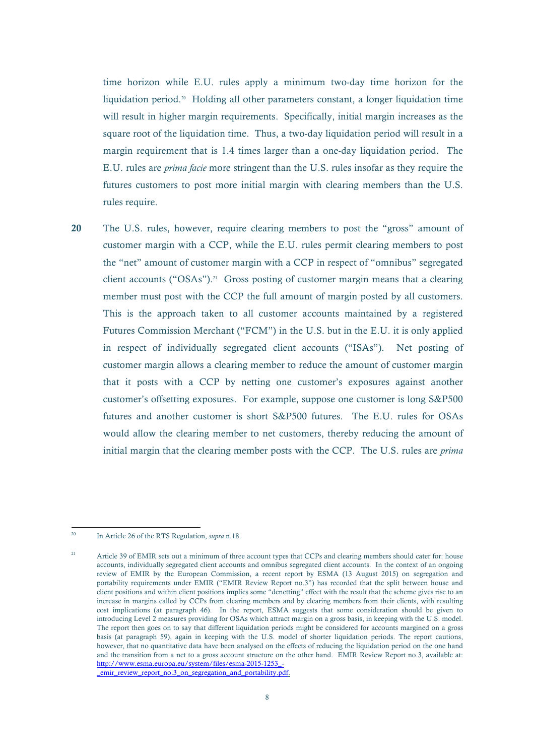time horizon while E.U. rules apply a minimum two-day time horizon for the liquidation period.[20] Holding all other parameters constant, a longer liquidation time will result in higher margin requirements. Specifically, initial margin increases as the square root of the liquidation time. Thus, a two-day liquidation period will result in a margin requirement that is 1.4 times larger than a one-day liquidation period. The E.U. rules are *prima facie* more stringent than the U.S. rules insofar as they require the futures customers to post more initial margin with clearing members than the U.S. rules require.

**20** The U.S. rules, however, require clearing members to post the "gross" amount of customer margin with a CCP, while the E.U. rules permit clearing members to post the "net" amount of customer margin with a CCP in respect of "omnibus" segregated client accounts ("OSAs").[21] Gross posting of customer margin means that a clearing member must post with the CCP the full amount of margin posted by all customers. This is the approach taken to all customer accounts maintained by a registered Futures Commission Merchant ("FCM") in the U.S. but in the E.U. it is only applied in respect of individually segregated client accounts ("ISAs"). Net posting of customer margin allows a clearing member to reduce the amount of customer margin that it posts with a CCP by netting one customer's exposures against another customer's offsetting exposures. For example, suppose one customer is long S&P500 futures and another customer is short S&P500 futures. The E.U. rules for OSAs would allow the clearing member to net customers, thereby reducing the amount of initial margin that the clearing member posts with the CCP. The U.S. rules are *prima*

---

[20] In Article 26 of the RTS Regulation, *supra* n.18.

[21] Article 39 of EMIR sets out a minimum of three account types that CCPs and clearing members should cater for: house accounts, individually segregated client accounts and omnibus segregated client accounts. In the context of an ongoing review of EMIR by the European Commission, a recent report by ESMA (13 August 2015) on segregation and portability requirements under EMIR ("EMIR Review Report no.3") has recorded that the split between house and client positions and within client positions implies some "denetting" effect with the result that the scheme gives rise to an increase in margins called by CCPs from clearing members and by clearing members from their clients, with resulting cost implications (at paragraph 46). In the report, ESMA suggests that some consideration should be given to introducing Level 2 measures providing for OSAs which attract margin on a gross basis, in keeping with the U.S. model. The report then goes on to say that different liquidation periods might be considered for accounts margined on a gross basis (at paragraph 59), again in keeping with the U.S. model of shorter liquidation periods. The report cautions, however, that no quantitative data have been analysed on the effects of reducing the liquidation period on the one hand and the transition from a net to a gross account structure on the other hand. EMIR Review Report no.3, available at: http://www.esma.europa.eu/system/files/esma-2015-1253_-_emir_review_report_no.3_on_segregation_and_portability.pdf.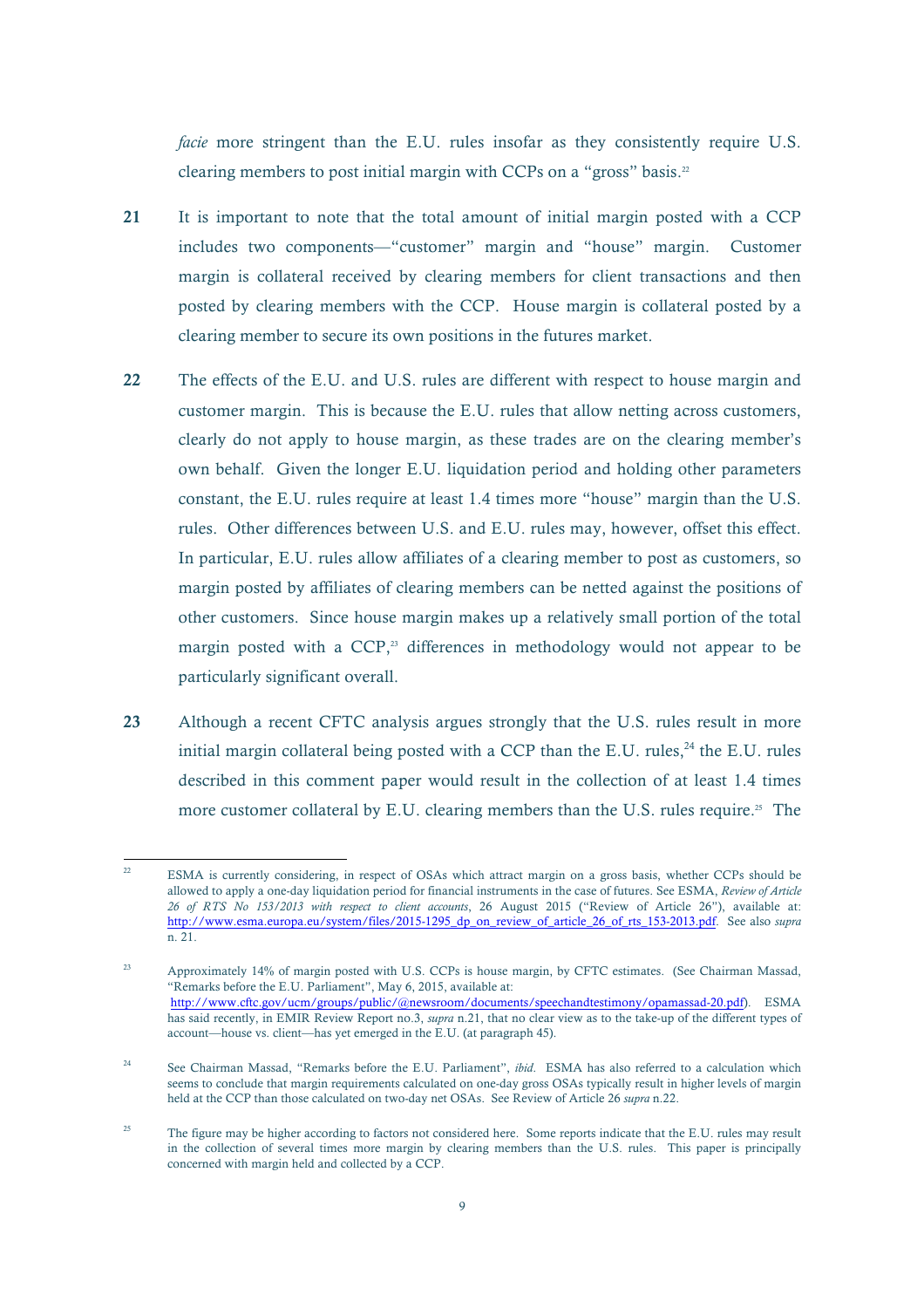*facie* more stringent than the E.U. rules insofar as they consistently require U.S. clearing members to post initial margin with CCPs on a "gross" basis.[22]

**21** It is important to note that the total amount of initial margin posted with a CCP includes two components—"customer" margin and "house" margin. Customer margin is collateral received by clearing members for client transactions and then posted by clearing members with the CCP. House margin is collateral posted by a clearing member to secure its own positions in the futures market.

**22** The effects of the E.U. and U.S. rules are different with respect to house margin and customer margin. This is because the E.U. rules that allow netting across customers, clearly do not apply to house margin, as these trades are on the clearing member's own behalf. Given the longer E.U. liquidation period and holding other parameters constant, the E.U. rules require at least 1.4 times more "house" margin than the U.S. rules. Other differences between U.S. and E.U. rules may, however, offset this effect. In particular, E.U. rules allow affiliates of a clearing member to post as customers, so margin posted by affiliates of clearing members can be netted against the positions of other customers. Since house margin makes up a relatively small portion of the total margin posted with a CCP,[23] differences in methodology would not appear to be particularly significant overall.

**23** Although a recent CFTC analysis argues strongly that the U.S. rules result in more initial margin collateral being posted with a CCP than the E.U. rules,[24] the E.U. rules described in this comment paper would result in the collection of at least 1.4 times more customer collateral by E.U. clearing members than the U.S. rules require.[25] The

---

[22] ESMA is currently considering, in respect of OSAs which attract margin on a gross basis, whether CCPs should be allowed to apply a one-day liquidation period for financial instruments in the case of futures. See ESMA, *Review of Article 26 of RTS No 153/2013 with respect to client accounts*, 26 August 2015 ("Review of Article 26"), available at: http://www.esma.europa.eu/system/files/2015-1295_dp_on_review_of_article_26_of_rts_153-2013.pdf. See also *supra* n. 21.

[23] Approximately 14% of margin posted with U.S. CCPs is house margin, by CFTC estimates. (See Chairman Massad, "Remarks before the E.U. Parliament", May 6, 2015, available at: http://www.cftc.gov/ucm/groups/public/@newsroom/documents/speechandtestimony/opamassad-20.pdf). ESMA has said recently, in EMIR Review Report no.3, *supra* n.21, that no clear view as to the take-up of the different types of account—house vs. client—has yet emerged in the E.U. (at paragraph 45).

[24] See Chairman Massad, "Remarks before the E.U. Parliament", *ibid*. ESMA has also referred to a calculation which seems to conclude that margin requirements calculated on one-day gross OSAs typically result in higher levels of margin held at the CCP than those calculated on two-day net OSAs. See Review of Article 26 *supra* n.22.

[25] The figure may be higher according to factors not considered here. Some reports indicate that the E.U. rules may result in the collection of several times more margin by clearing members than the U.S. rules. This paper is principally concerned with margin held and collected by a CCP.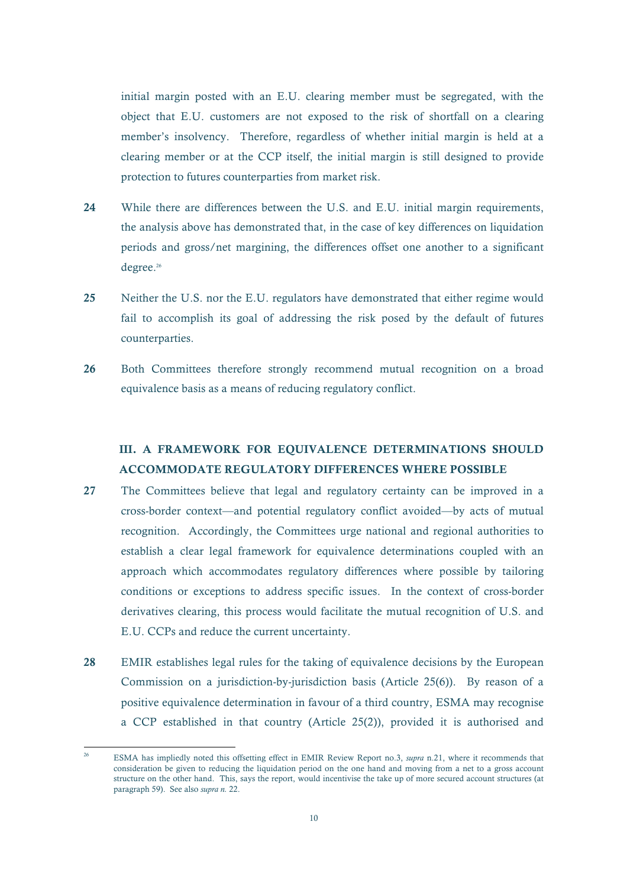initial margin posted with an E.U. clearing member must be segregated, with the object that E.U. customers are not exposed to the risk of shortfall on a clearing member's insolvency. Therefore, regardless of whether initial margin is held at a clearing member or at the CCP itself, the initial margin is still designed to provide protection to futures counterparties from market risk.

**24** While there are differences between the U.S. and E.U. initial margin requirements, the analysis above has demonstrated that, in the case of key differences on liquidation periods and gross/net margining, the differences offset one another to a significant degree.[26]

**25** Neither the U.S. nor the E.U. regulators have demonstrated that either regime would fail to accomplish its goal of addressing the risk posed by the default of futures counterparties.

**26** Both Committees therefore strongly recommend mutual recognition on a broad equivalence basis as a means of reducing regulatory conflict.

## III. A FRAMEWORK FOR EQUIVALENCE DETERMINATIONS SHOULD ACCOMMODATE REGULATORY DIFFERENCES WHERE POSSIBLE

**27** The Committees believe that legal and regulatory certainty can be improved in a cross-border context—and potential regulatory conflict avoided—by acts of mutual recognition. Accordingly, the Committees urge national and regional authorities to establish a clear legal framework for equivalence determinations coupled with an approach which accommodates regulatory differences where possible by tailoring conditions or exceptions to address specific issues. In the context of cross-border derivatives clearing, this process would facilitate the mutual recognition of U.S. and E.U. CCPs and reduce the current uncertainty.

**28** EMIR establishes legal rules for the taking of equivalence decisions by the European Commission on a jurisdiction-by-jurisdiction basis (Article 25(6)). By reason of a positive equivalence determination in favour of a third country, ESMA may recognise a CCP established in that country (Article 25(2)), provided it is authorised and

---

[26] ESMA has impliedly noted this offsetting effect in EMIR Review Report no.3, *supra* n.21, where it recommends that consideration be given to reducing the liquidation period on the one hand and moving from a net to a gross account structure on the other hand. This, says the report, would incentivise the take up of more secured account structures (at paragraph 59). See also *supra n.* 22.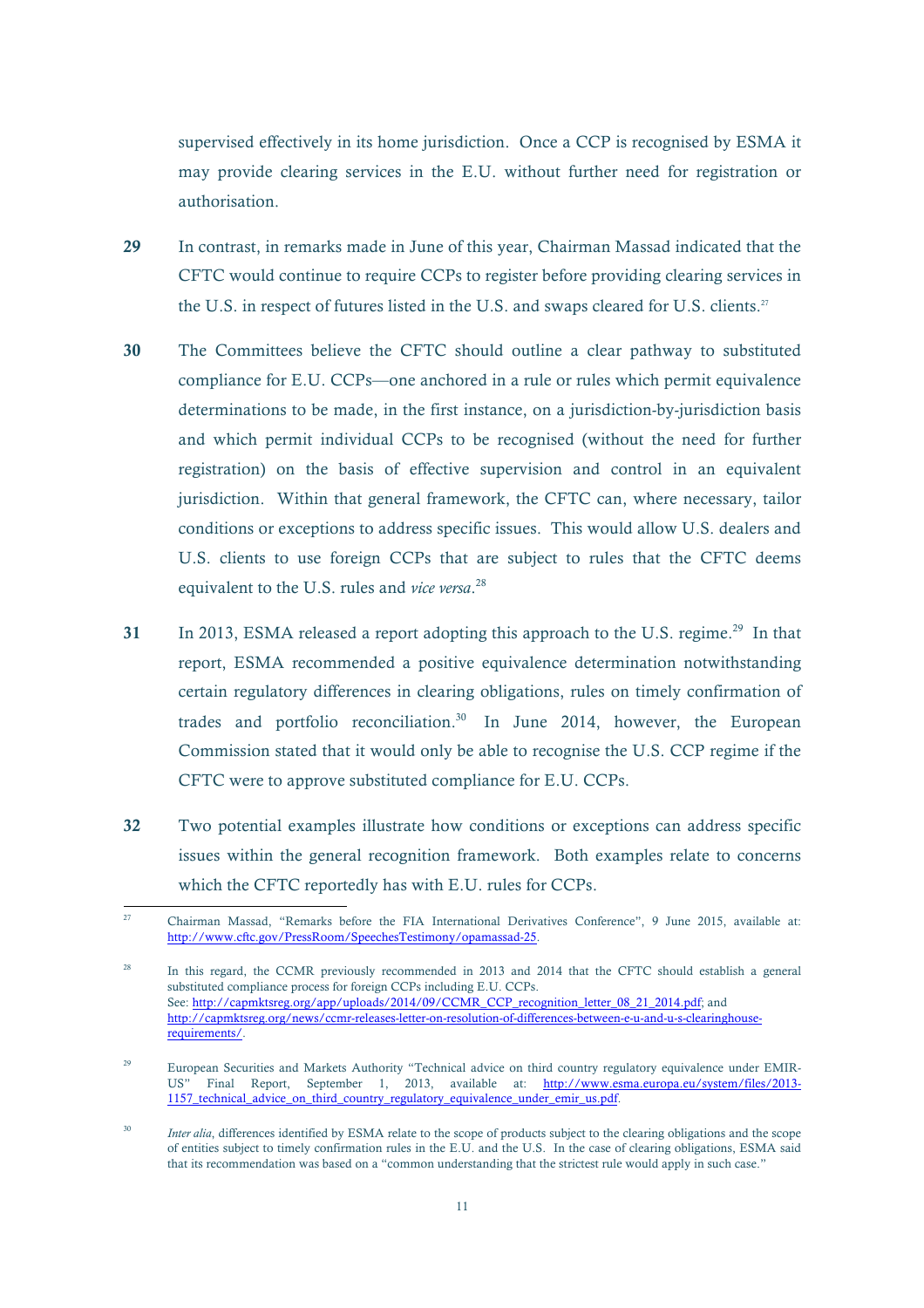supervised effectively in its home jurisdiction. Once a CCP is recognised by ESMA it may provide clearing services in the E.U. without further need for registration or authorisation.

**29** In contrast, in remarks made in June of this year, Chairman Massad indicated that the CFTC would continue to require CCPs to register before providing clearing services in the U.S. in respect of futures listed in the U.S. and swaps cleared for U.S. clients.[27]

**30** The Committees believe the CFTC should outline a clear pathway to substituted compliance for E.U. CCPs—one anchored in a rule or rules which permit equivalence determinations to be made, in the first instance, on a jurisdiction-by-jurisdiction basis and which permit individual CCPs to be recognised (without the need for further registration) on the basis of effective supervision and control in an equivalent jurisdiction. Within that general framework, the CFTC can, where necessary, tailor conditions or exceptions to address specific issues. This would allow U.S. dealers and U.S. clients to use foreign CCPs that are subject to rules that the CFTC deems equivalent to the U.S. rules and *vice versa*.[28]

**31** In 2013, ESMA released a report adopting this approach to the U.S. regime.[29] In that report, ESMA recommended a positive equivalence determination notwithstanding certain regulatory differences in clearing obligations, rules on timely confirmation of trades and portfolio reconciliation.[30] In June 2014, however, the European Commission stated that it would only be able to recognise the U.S. CCP regime if the CFTC were to approve substituted compliance for E.U. CCPs.

**32** Two potential examples illustrate how conditions or exceptions can address specific issues within the general recognition framework. Both examples relate to concerns which the CFTC reportedly has with E.U. rules for CCPs.

---

[27] Chairman Massad, "Remarks before the FIA International Derivatives Conference", 9 June 2015, available at: http://www.cftc.gov/PressRoom/SpeechesTestimony/opamassad-25.

[28] In this regard, the CCMR previously recommended in 2013 and 2014 that the CFTC should establish a general substituted compliance process for foreign CCPs including E.U. CCPs.
See: http://capmktsreg.org/app/uploads/2014/09/CCMR_CCP_recognition_letter_08_21_2014.pdf; and http://capmktsreg.org/news/ccmr-releases-letter-on-resolution-of-differences-between-e-u-and-u-s-clearinghouse-requirements/.

[29] European Securities and Markets Authority "Technical advice on third country regulatory equivalence under EMIR-US" Final Report, September 1, 2013, available at: http://www.esma.europa.eu/system/files/2013-1157_technical_advice_on_third_country_regulatory_equivalence_under_emir_us.pdf.

[30] *Inter alia*, differences identified by ESMA relate to the scope of products subject to the clearing obligations and the scope of entities subject to timely confirmation rules in the E.U. and the U.S. In the case of clearing obligations, ESMA said that its recommendation was based on a "common understanding that the strictest rule would apply in such case."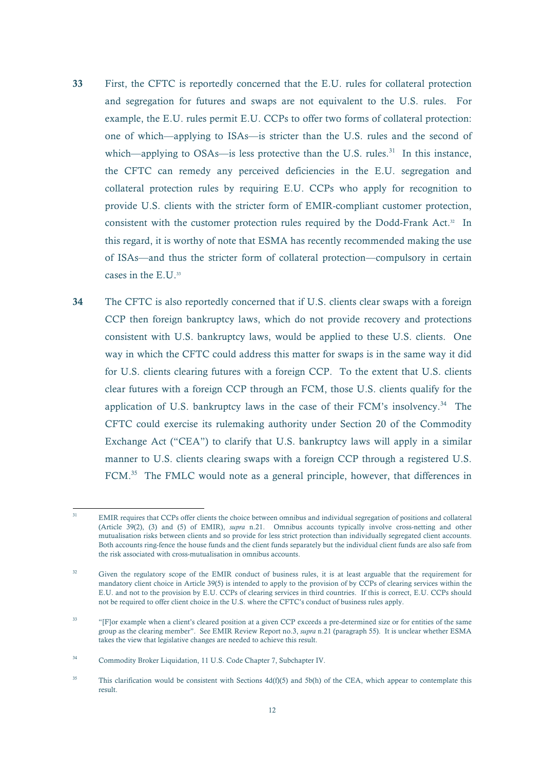**33** First, the CFTC is reportedly concerned that the E.U. rules for collateral protection and segregation for futures and swaps are not equivalent to the U.S. rules. For example, the E.U. rules permit E.U. CCPs to offer two forms of collateral protection: one of which—applying to ISAs—is stricter than the U.S. rules and the second of which—applying to OSAs—is less protective than the U.S. rules.[31] In this instance, the CFTC can remedy any perceived deficiencies in the E.U. segregation and collateral protection rules by requiring E.U. CCPs who apply for recognition to provide U.S. clients with the stricter form of EMIR-compliant customer protection, consistent with the customer protection rules required by the Dodd-Frank Act.[32] In this regard, it is worthy of note that ESMA has recently recommended making the use of ISAs—and thus the stricter form of collateral protection—compulsory in certain cases in the E.U.[33]

**34** The CFTC is also reportedly concerned that if U.S. clients clear swaps with a foreign CCP then foreign bankruptcy laws, which do not provide recovery and protections consistent with U.S. bankruptcy laws, would be applied to these U.S. clients. One way in which the CFTC could address this matter for swaps is in the same way it did for U.S. clients clearing futures with a foreign CCP. To the extent that U.S. clients clear futures with a foreign CCP through an FCM, those U.S. clients qualify for the application of U.S. bankruptcy laws in the case of their FCM's insolvency.[34] The CFTC could exercise its rulemaking authority under Section 20 of the Commodity Exchange Act ("CEA") to clarify that U.S. bankruptcy laws will apply in a similar manner to U.S. clients clearing swaps with a foreign CCP through a registered U.S. FCM.[35] The FMLC would note as a general principle, however, that differences in

---

[31] EMIR requires that CCPs offer clients the choice between omnibus and individual segregation of positions and collateral (Article 39(2), (3) and (5) of EMIR), *supra* n.21. Omnibus accounts typically involve cross-netting and other mutualisation risks between clients and so provide for less strict protection than individually segregated client accounts. Both accounts ring-fence the house funds and the client funds separately but the individual client funds are also safe from the risk associated with cross-mutualisation in omnibus accounts.

[32] Given the regulatory scope of the EMIR conduct of business rules, it is at least arguable that the requirement for mandatory client choice in Article 39(5) is intended to apply to the provision of by CCPs of clearing services within the E.U. and not to the provision by E.U. CCPs of clearing services in third countries. If this is correct, E.U. CCPs should not be required to offer client choice in the U.S. where the CFTC's conduct of business rules apply.

[33] "[F]or example when a client's cleared position at a given CCP exceeds a pre-determined size or for entities of the same group as the clearing member". See EMIR Review Report no.3, *supra* n.21 (paragraph 55). It is unclear whether ESMA takes the view that legislative changes are needed to achieve this result.

[34] Commodity Broker Liquidation, 11 U.S. Code Chapter 7, Subchapter IV.

[35] This clarification would be consistent with Sections 4d(f)(5) and 5b(h) of the CEA, which appear to contemplate this result.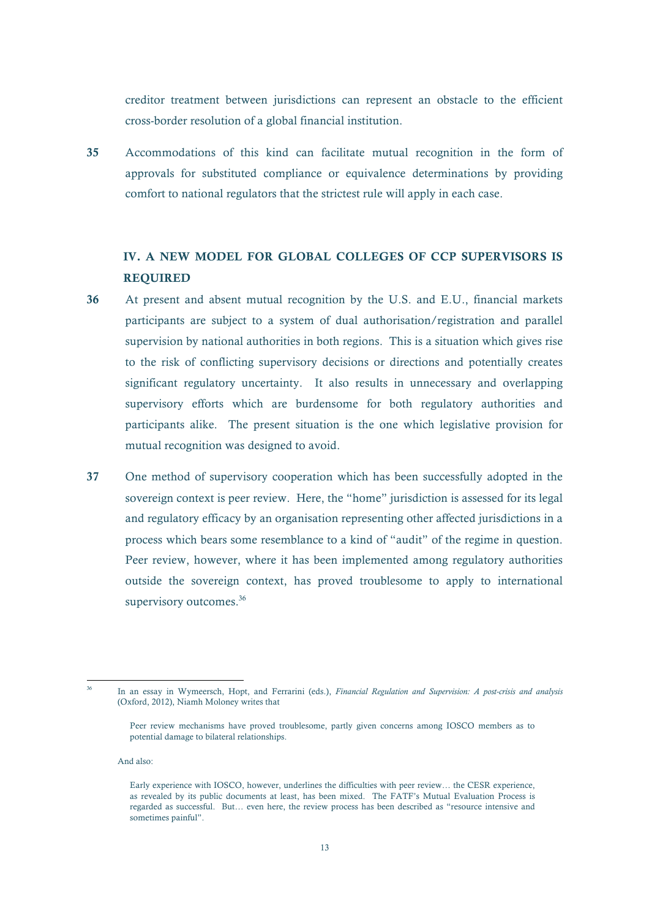creditor treatment between jurisdictions can represent an obstacle to the efficient cross-border resolution of a global financial institution.

**35** Accommodations of this kind can facilitate mutual recognition in the form of approvals for substituted compliance or equivalence determinations by providing comfort to national regulators that the strictest rule will apply in each case.

## IV. A NEW MODEL FOR GLOBAL COLLEGES OF CCP SUPERVISORS IS REQUIRED

**36** At present and absent mutual recognition by the U.S. and E.U., financial markets participants are subject to a system of dual authorisation/registration and parallel supervision by national authorities in both regions. This is a situation which gives rise to the risk of conflicting supervisory decisions or directions and potentially creates significant regulatory uncertainty. It also results in unnecessary and overlapping supervisory efforts which are burdensome for both regulatory authorities and participants alike. The present situation is the one which legislative provision for mutual recognition was designed to avoid.

**37** One method of supervisory cooperation which has been successfully adopted in the sovereign context is peer review. Here, the "home" jurisdiction is assessed for its legal and regulatory efficacy by an organisation representing other affected jurisdictions in a process which bears some resemblance to a kind of "audit" of the regime in question. Peer review, however, where it has been implemented among regulatory authorities outside the sovereign context, has proved troublesome to apply to international supervisory outcomes.[36]

---

[36] In an essay in Wymeersch, Hopt, and Ferrarini (eds.), *Financial Regulation and Supervision: A post-crisis and analysis* (Oxford, 2012), Niamh Moloney writes that

> Peer review mechanisms have proved troublesome, partly given concerns among IOSCO members as to potential damage to bilateral relationships.

And also:

> Early experience with IOSCO, however, underlines the difficulties with peer review… the CESR experience, as revealed by its public documents at least, has been mixed. The FATF's Mutual Evaluation Process is regarded as successful. But… even here, the review process has been described as "resource intensive and sometimes painful".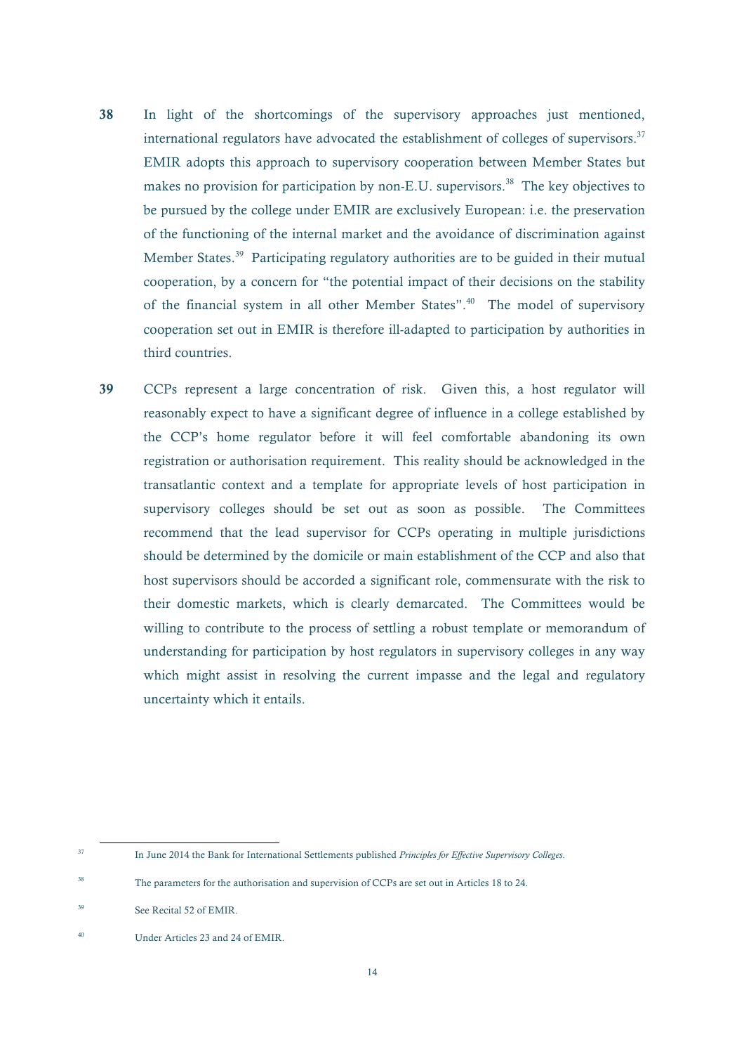**38** In light of the shortcomings of the supervisory approaches just mentioned, international regulators have advocated the establishment of colleges of supervisors.[37] EMIR adopts this approach to supervisory cooperation between Member States but makes no provision for participation by non-E.U. supervisors.[38] The key objectives to be pursued by the college under EMIR are exclusively European: i.e. the preservation of the functioning of the internal market and the avoidance of discrimination against Member States.[39] Participating regulatory authorities are to be guided in their mutual cooperation, by a concern for "the potential impact of their decisions on the stability of the financial system in all other Member States".[40] The model of supervisory cooperation set out in EMIR is therefore ill-adapted to participation by authorities in third countries.

**39** CCPs represent a large concentration of risk. Given this, a host regulator will reasonably expect to have a significant degree of influence in a college established by the CCP's home regulator before it will feel comfortable abandoning its own registration or authorisation requirement. This reality should be acknowledged in the transatlantic context and a template for appropriate levels of host participation in supervisory colleges should be set out as soon as possible. The Committees recommend that the lead supervisor for CCPs operating in multiple jurisdictions should be determined by the domicile or main establishment of the CCP and also that host supervisors should be accorded a significant role, commensurate with the risk to their domestic markets, which is clearly demarcated. The Committees would be willing to contribute to the process of settling a robust template or memorandum of understanding for participation by host regulators in supervisory colleges in any way which might assist in resolving the current impasse and the legal and regulatory uncertainty which it entails.

---

[37] In June 2014 the Bank for International Settlements published *Principles for Effective Supervisory Colleges*.

[38] The parameters for the authorisation and supervision of CCPs are set out in Articles 18 to 24.

[39] See Recital 52 of EMIR.

[40] Under Articles 23 and 24 of EMIR.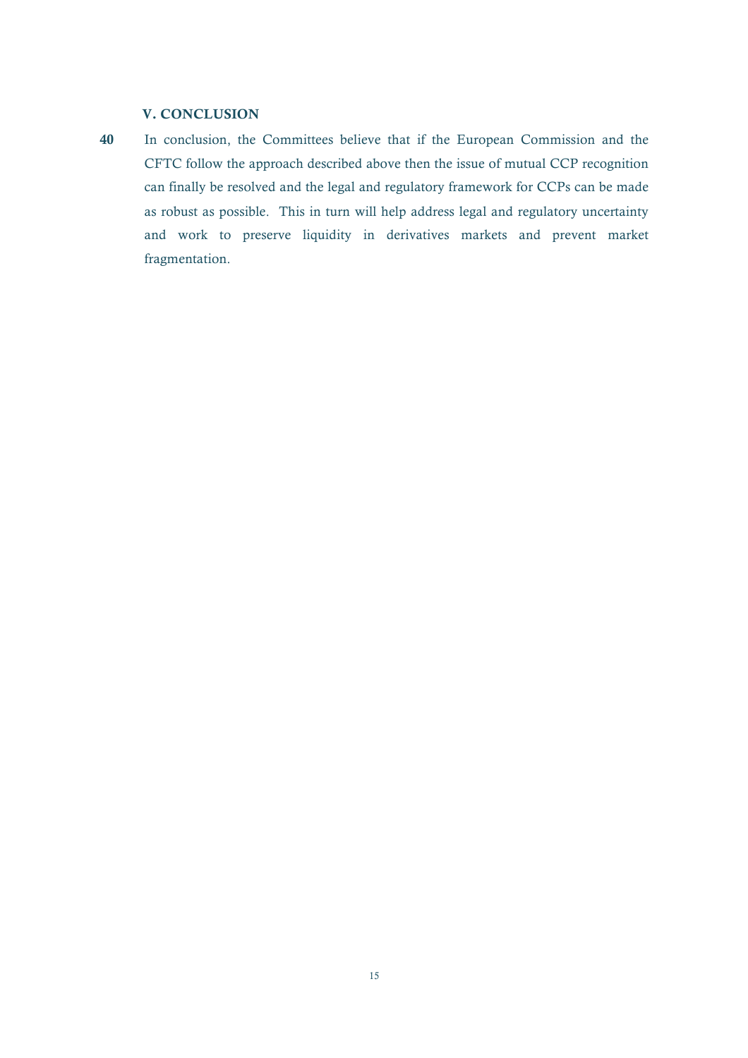## V. CONCLUSION

**40** In conclusion, the Committees believe that if the European Commission and the CFTC follow the approach described above then the issue of mutual CCP recognition can finally be resolved and the legal and regulatory framework for CCPs can be made as robust as possible. This in turn will help address legal and regulatory uncertainty and work to preserve liquidity in derivatives markets and prevent market fragmentation.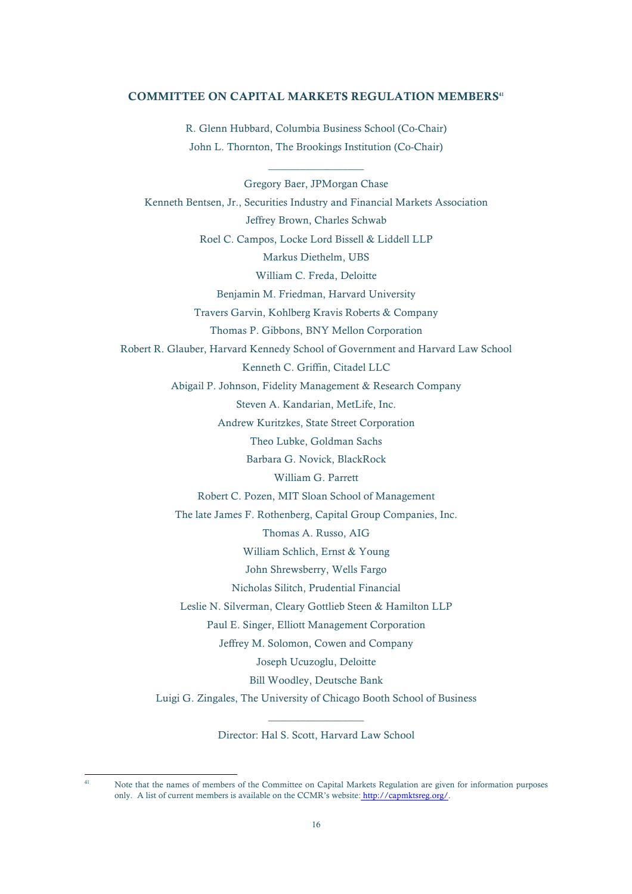## COMMITTEE ON CAPITAL MARKETS REGULATION MEMBERS[41]

R. Glenn Hubbard, Columbia Business School (Co-Chair)

John L. Thornton, The Brookings Institution (Co-Chair)

---

Gregory Baer, JPMorgan Chase

Kenneth Bentsen, Jr., Securities Industry and Financial Markets Association

Jeffrey Brown, Charles Schwab

Roel C. Campos, Locke Lord Bissell & Liddell LLP

Markus Diethelm, UBS

William C. Freda, Deloitte

Benjamin M. Friedman, Harvard University

Travers Garvin, Kohlberg Kravis Roberts & Company

Thomas P. Gibbons, BNY Mellon Corporation

Robert R. Glauber, Harvard Kennedy School of Government and Harvard Law School

Kenneth C. Griffin, Citadel LLC

Abigail P. Johnson, Fidelity Management & Research Company

Steven A. Kandarian, MetLife, Inc.

Andrew Kuritzkes, State Street Corporation

Theo Lubke, Goldman Sachs

Barbara G. Novick, BlackRock

William G. Parrett

Robert C. Pozen, MIT Sloan School of Management

The late James F. Rothenberg, Capital Group Companies, Inc.

Thomas A. Russo, AIG

William Schlich, Ernst & Young

John Shrewsberry, Wells Fargo

Nicholas Silitch, Prudential Financial

Leslie N. Silverman, Cleary Gottlieb Steen & Hamilton LLP

Paul E. Singer, Elliott Management Corporation

Jeffrey M. Solomon, Cowen and Company

Joseph Ucuzoglu, Deloitte

Bill Woodley, Deutsche Bank

Luigi G. Zingales, The University of Chicago Booth School of Business

---

Director: Hal S. Scott, Harvard Law School

---

[41] Note that the names of members of the Committee on Capital Markets Regulation are given for information purposes only. A list of current members is available on the CCMR's website: http://capmktsreg.org/.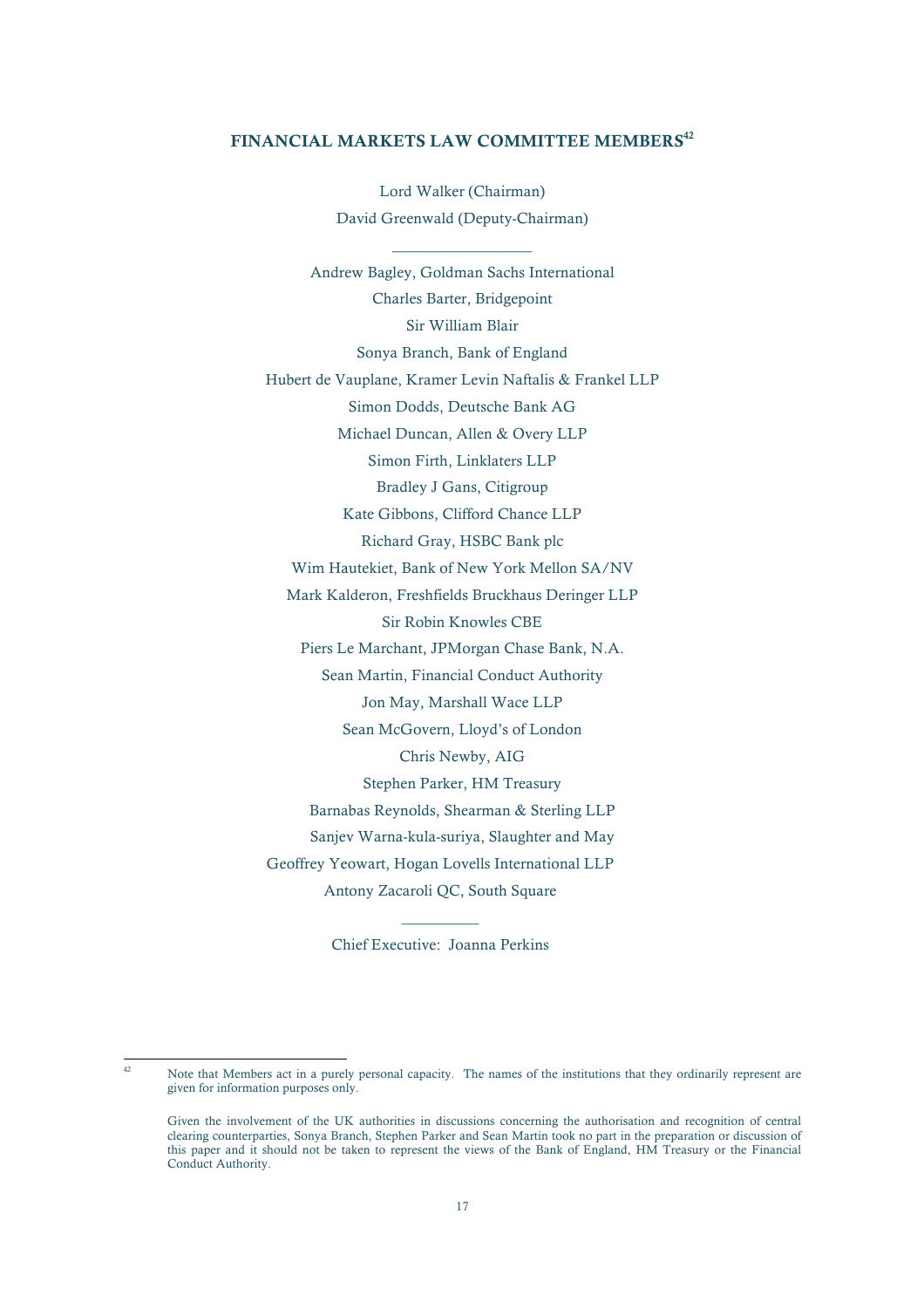## FINANCIAL MARKETS LAW COMMITTEE MEMBERS[42]

Lord Walker (Chairman)

David Greenwald (Deputy-Chairman)

_________________

Andrew Bagley, Goldman Sachs International

Charles Barter, Bridgepoint

Sir William Blair

Sonya Branch, Bank of England

Hubert de Vauplane, Kramer Levin Naftalis & Frankel LLP

Simon Dodds, Deutsche Bank AG

Michael Duncan, Allen & Overy LLP

Simon Firth, Linklaters LLP

Bradley J Gans, Citigroup

Kate Gibbons, Clifford Chance LLP

Richard Gray, HSBC Bank plc

Wim Hautekiet, Bank of New York Mellon SA/NV

Mark Kalderon, Freshfields Bruckhaus Deringer LLP

Sir Robin Knowles CBE

Piers Le Marchant, JPMorgan Chase Bank, N.A.

Sean Martin, Financial Conduct Authority

Jon May, Marshall Wace LLP

Sean McGovern, Lloyd's of London

Chris Newby, AIG

Stephen Parker, HM Treasury

Barnabas Reynolds, Shearman & Sterling LLP

Sanjev Warna-kula-suriya, Slaughter and May

Geoffrey Yeowart, Hogan Lovells International LLP

Antony Zacaroli QC, South Square

__________

Chief Executive: Joanna Perkins

---

[42] Note that Members act in a purely personal capacity. The names of the institutions that they ordinarily represent are given for information purposes only.

Given the involvement of the UK authorities in discussions concerning the authorisation and recognition of central clearing counterparties, Sonya Branch, Stephen Parker and Sean Martin took no part in the preparation or discussion of this paper and it should not be taken to represent the views of the Bank of England, HM Treasury or the Financial Conduct Authority.